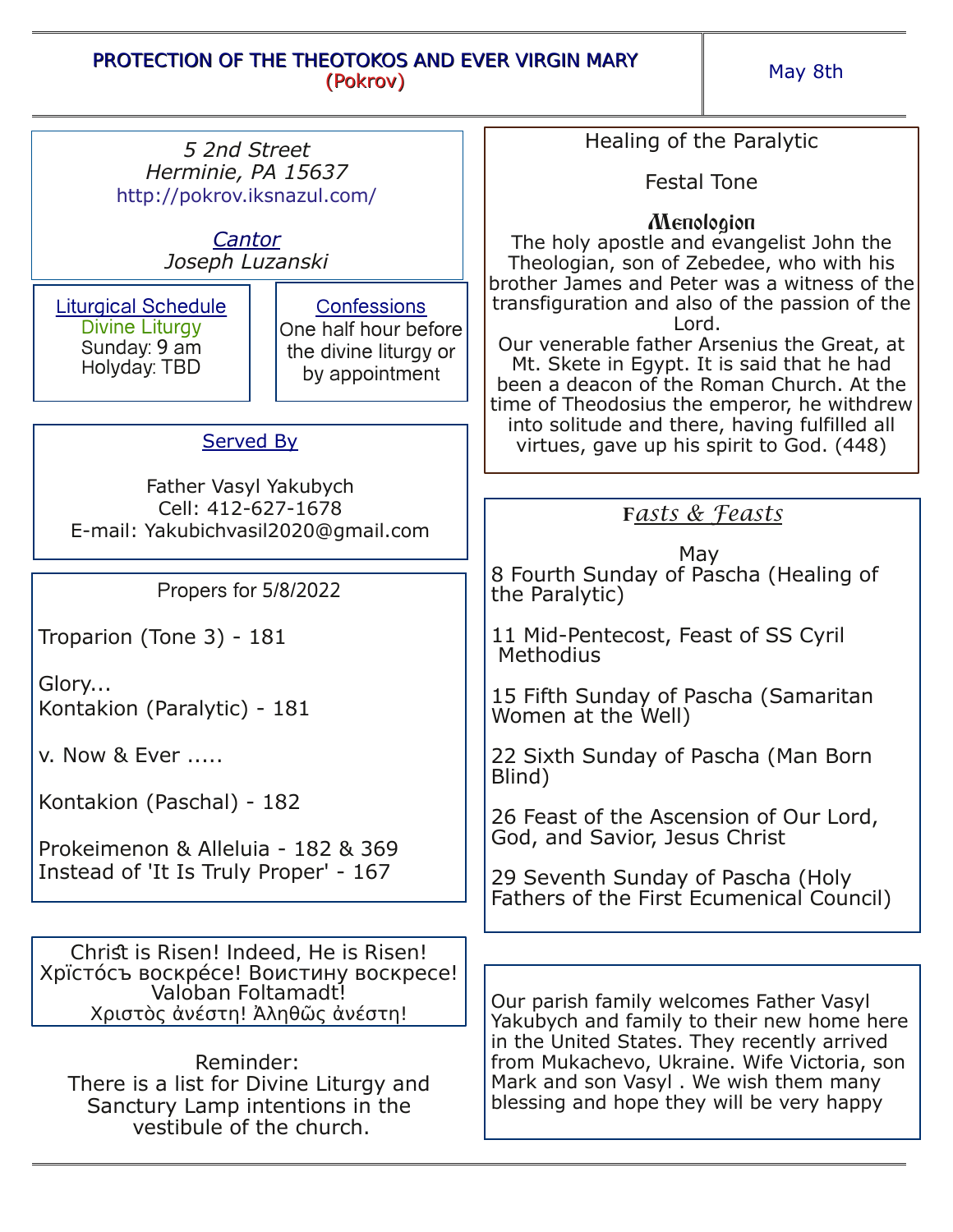# PROTECTION OF THE THEOTOKOS AND EVER VIRGIN MARY
## (Pokrov)

May 8th

*5 2nd Street*
*Herminie, PA 15637*
http://pokrov.iksnazul.com/

*Cantor*
*Joseph Luzanski*

**Liturgical Schedule**
Divine Liturgy
Sunday: 9 am
Holyday: TBD

**Confessions**
One half hour before the divine liturgy or by appointment

**Served By**

Father Vasyl Yakubych
Cell: 412-627-1678
E-mail: Yakubichvasil2020@gmail.com

**Propers for 5/8/2022**

Troparion (Tone 3) - 181

Glory...
Kontakion (Paralytic) - 181

v. Now & Ever .....

Kontakion (Paschal) - 182

Prokeimenon & Alleluia - 182 & 369
Instead of 'It Is Truly Proper' - 167

Christ is Risen! Indeed, He is Risen!
Хрїстóсъ воскрéсе! Воистину воскресе!
Valoban Foltamadt!
Χριστὸς ἀνέστη! Ἀληθῶς ἀνέστη!

Reminder:
There is a list for Divine Liturgy and Sanctury Lamp intentions in the vestibule of the church.

Healing of the Paralytic

Festal Tone

### Menologion

The holy apostle and evangelist John the Theologian, son of Zebedee, who with his brother James and Peter was a witness of the transfiguration and also of the passion of the Lord.
Our venerable father Arsenius the Great, at Mt. Skete in Egypt. It is said that he had been a deacon of the Roman Church. At the time of Theodosius the emperor, he withdrew into solitude and there, having fulfilled all virtues, gave up his spirit to God. (448)

### Fasts & Feasts

May

8 Fourth Sunday of Pascha (Healing of the Paralytic)

11 Mid-Pentecost, Feast of SS Cyril Methodius

15 Fifth Sunday of Pascha (Samaritan Women at the Well)

22 Sixth Sunday of Pascha (Man Born Blind)

26 Feast of the Ascension of Our Lord, God, and Savior, Jesus Christ

29 Seventh Sunday of Pascha (Holy Fathers of the First Ecumenical Council)

Our parish family welcomes Father Vasyl Yakubych and family to their new home here in the United States. They recently arrived from Mukachevo, Ukraine. Wife Victoria, son Mark and son Vasyl . We wish them many blessing and hope they will be very happy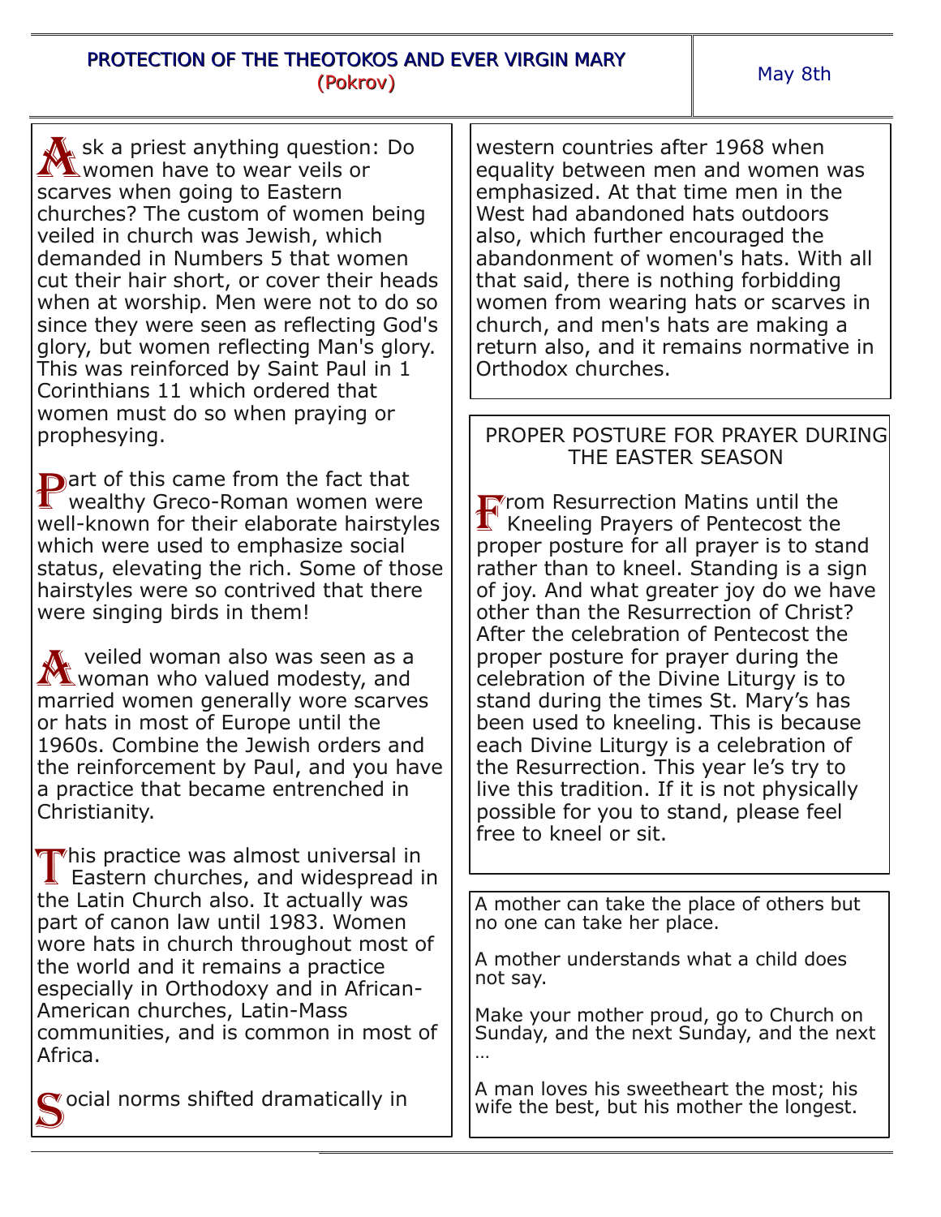## PROTECTION OF THE THEOTOKOS AND EVER VIRGIN MARY
(Pokrov)

May 8th

Ask a priest anything question: Do women have to wear veils or scarves when going to Eastern churches? The custom of women being veiled in church was Jewish, which demanded in Numbers 5 that women cut their hair short, or cover their heads when at worship. Men were not to do so since they were seen as reflecting God's glory, but women reflecting Man's glory. This was reinforced by Saint Paul in 1 Corinthians 11 which ordered that women must do so when praying or prophesying.

Part of this came from the fact that wealthy Greco-Roman women were well-known for their elaborate hairstyles which were used to emphasize social status, elevating the rich. Some of those hairstyles were so contrived that there were singing birds in them!

A veiled woman also was seen as a woman who valued modesty, and married women generally wore scarves or hats in most of Europe until the 1960s. Combine the Jewish orders and the reinforcement by Paul, and you have a practice that became entrenched in Christianity.

This practice was almost universal in Eastern churches, and widespread in the Latin Church also. It actually was part of canon law until 1983. Women wore hats in church throughout most of the world and it remains a practice especially in Orthodoxy and in African-American churches, Latin-Mass communities, and is common in most of Africa.

Social norms shifted dramatically in western countries after 1968 when equality between men and women was emphasized. At that time men in the West had abandoned hats outdoors also, which further encouraged the abandonment of women's hats. With all that said, there is nothing forbidding women from wearing hats or scarves in church, and men's hats are making a return also, and it remains normative in Orthodox churches.

### PROPER POSTURE FOR PRAYER DURING THE EASTER SEASON

From Resurrection Matins until the Kneeling Prayers of Pentecost the proper posture for all prayer is to stand rather than to kneel. Standing is a sign of joy. And what greater joy do we have other than the Resurrection of Christ? After the celebration of Pentecost the proper posture for prayer during the celebration of the Divine Liturgy is to stand during the times St. Mary's has been used to kneeling. This is because each Divine Liturgy is a celebration of the Resurrection. This year le's try to live this tradition. If it is not physically possible for you to stand, please feel free to kneel or sit.

A mother can take the place of others but no one can take her place.

A mother understands what a child does not say.

Make your mother proud, go to Church on Sunday, and the next Sunday, and the next …

A man loves his sweetheart the most; his wife the best, but his mother the longest.